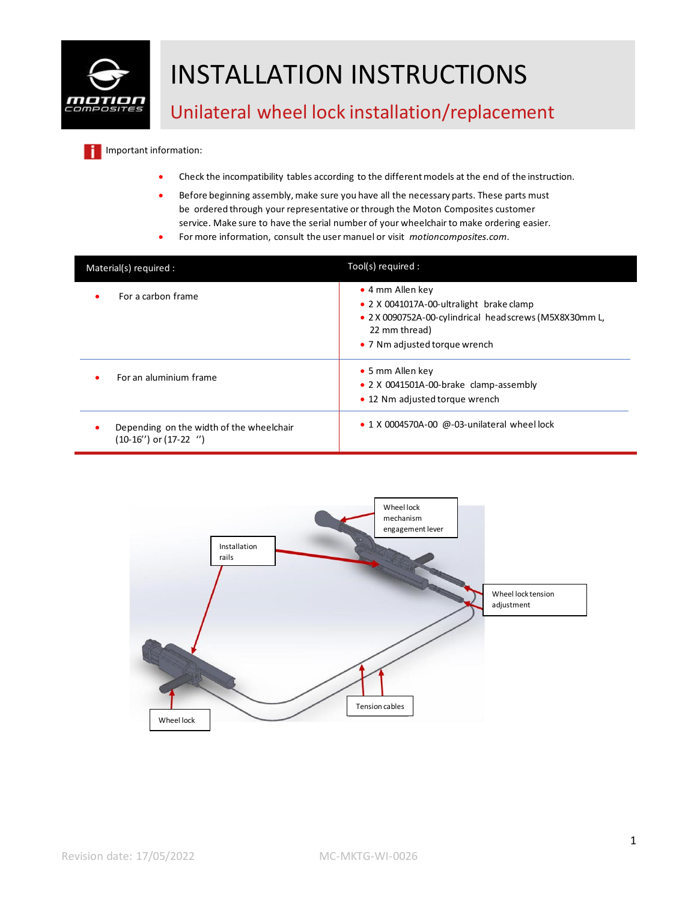# INSTALLATION INSTRUCTIONS

## Unilateral wheel lock installation/replacement

Important information:

- Check the incompatibility tables according to the different models at the end of the instruction.
- Before beginning assembly, make sure you have all the necessary parts. These parts must be ordered through your representative or through the Moton Composites customer service. Make sure to have the serial number of your wheelchair to make ordering easier.
- For more information, consult the user manual or visit *motioncomposites.com*.

| Material(s) required : | Tool(s) required : |
|---|---|
| • For a carbon frame | • 4 mm Allen key<br>• 2 X 0041017A-00-ultralight brake clamp<br>• 2 X 0090752A-00-cylindrical head screws (M5X8X30mm L, 22 mm thread)<br>• 7 Nm adjusted torque wrench |
| • For an aluminium frame | • 5 mm Allen key<br>• 2 X 0041501A-00-brake clamp-assembly<br>• 12 Nm adjusted torque wrench |
| • Depending on the width of the wheelchair (10-16'') or (17-22 '') | • 1 X 0004570A-00 @-03-unilateral wheel lock |

Wheel lock mechanism engagement lever

Installation rails

Wheel lock tension adjustment

Tension cables

Wheel lock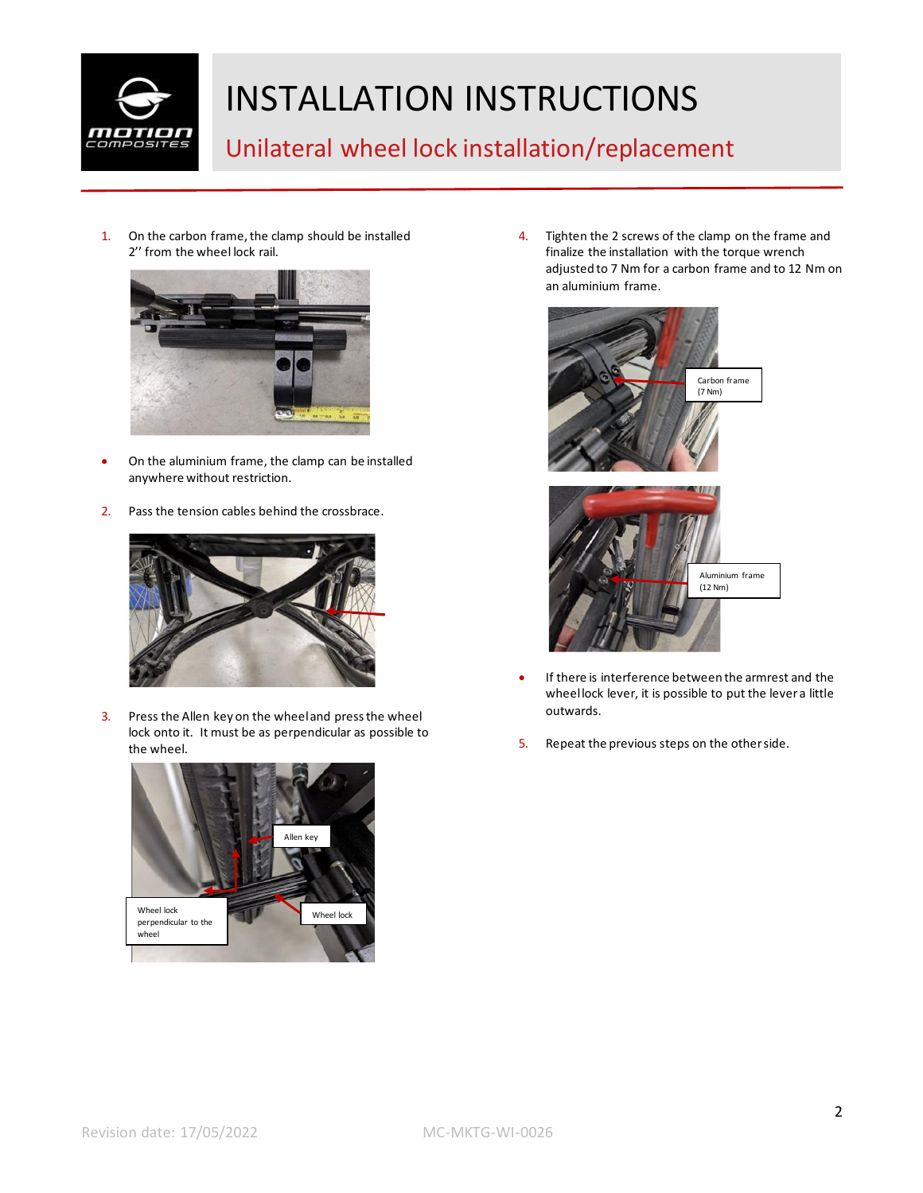# INSTALLATION INSTRUCTIONS

## Unilateral wheel lock installation/replacement

1. On the carbon frame, the clamp should be installed 2'' from the wheel lock rail.

- On the aluminium frame, the clamp can be installed anywhere without restriction.

2. Pass the tension cables behind the crossbrace.

3. Press the Allen key on the wheel and press the wheel lock onto it. It must be as perpendicular as possible to the wheel.

Allen key

Wheel lock perpendicular to the wheel

Wheel lock

4. Tighten the 2 screws of the clamp on the frame and finalize the installation with the torque wrench adjusted to 7 Nm for a carbon frame and to 12 Nm on an aluminium frame.

Carbon frame (7 Nm)

Aluminium frame (12 Nm)

- If there is interference between the armrest and the wheel lock lever, it is possible to put the lever a little outwards.

5. Repeat the previous steps on the other side.

Revision date: 17/05/2022 MC-MKTG-WI-0026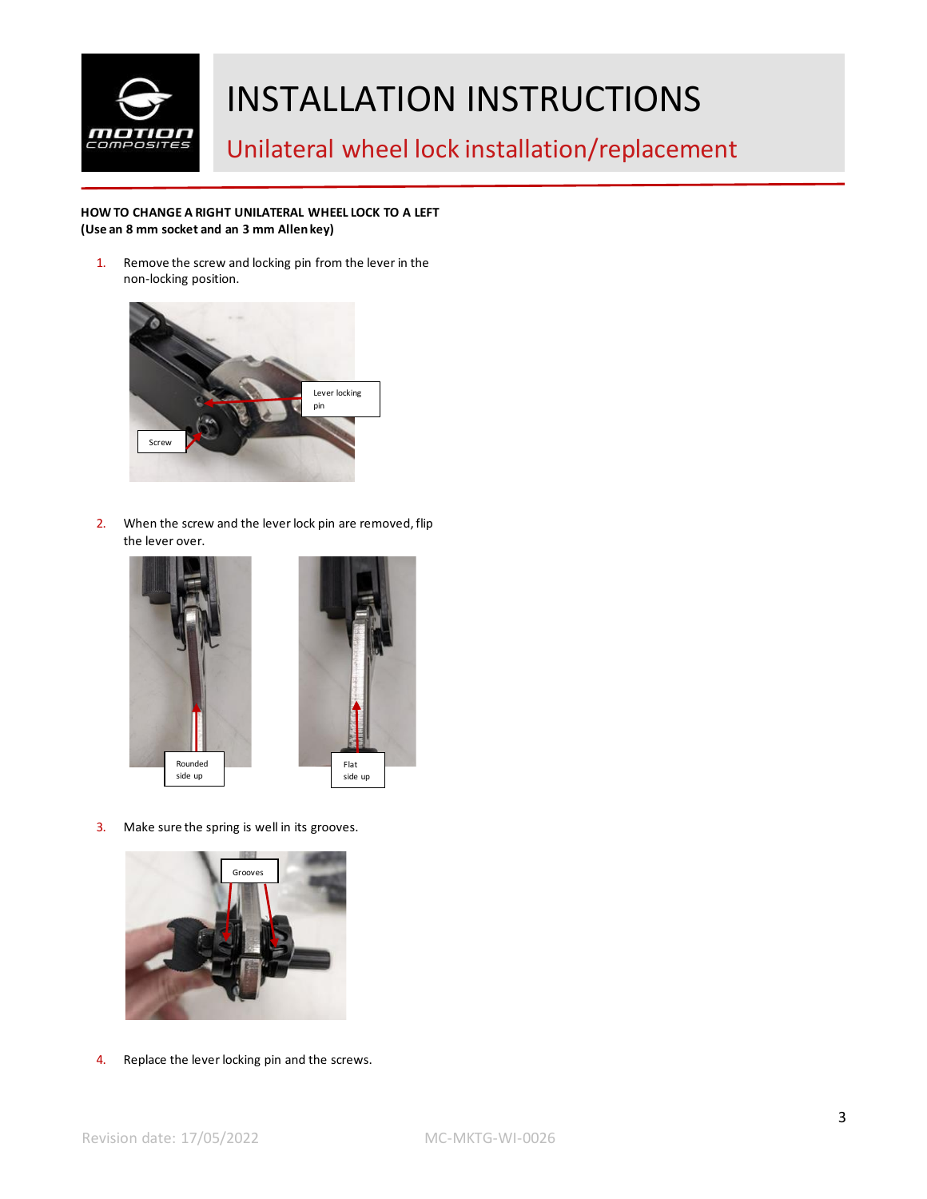# INSTALLATION INSTRUCTIONS

## Unilateral wheel lock installation/replacement

**HOW TO CHANGE A RIGHT UNILATERAL WHEEL LOCK TO A LEFT**
**(Use an 8 mm socket and an 3 mm Allen key)**

1. Remove the screw and locking pin from the lever in the non-locking position.

Lever locking pin

Screw

2. When the screw and the lever lock pin are removed, flip the lever over.

Rounded side up

Flat side up

3. Make sure the spring is well in its grooves.

Grooves

4. Replace the lever locking pin and the screws.

Revision date: 17/05/2022 MC-MKTG-WI-0026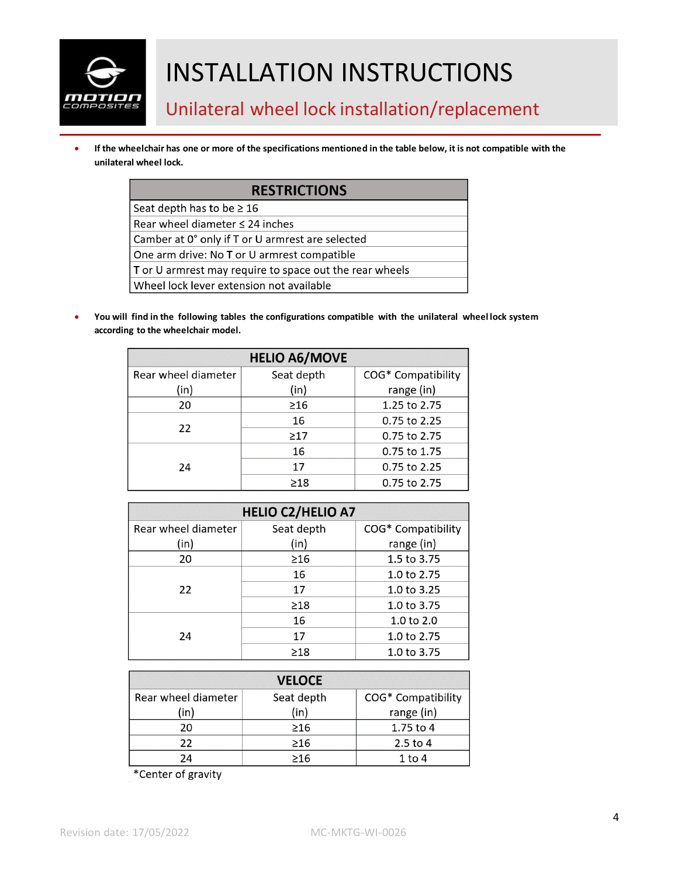# INSTALLATION INSTRUCTIONS

## Unilateral wheel lock installation/replacement

- **If the wheelchair has one or more of the specifications mentioned in the table below, it is not compatible with the unilateral wheel lock.**

| RESTRICTIONS |
| --- |
| Seat depth has to be ≥ 16 |
| Rear wheel diameter ≤ 24 inches |
| Camber at 0° only if T or U armrest are selected |
| One arm drive: No T or U armrest compatible |
| T or U armrest may require to space out the rear wheels |
| Wheel lock lever extension not available |

- **You will find in the following tables the configurations compatible with the unilateral wheel lock system according to the wheelchair model.**

| HELIO A6/MOVE | | |
| --- | --- | --- |
| Rear wheel diameter (in) | Seat depth (in) | COG* Compatibility range (in) |
| 20 | ≥16 | 1.25 to 2.75 |
| 22 | 16 | 0.75 to 2.25 |
| | ≥17 | 0.75 to 2.75 |
| 24 | 16 | 0.75 to 1.75 |
| | 17 | 0.75 to 2.25 |
| | ≥18 | 0.75 to 2.75 |

| HELIO C2/HELIO A7 | | |
| --- | --- | --- |
| Rear wheel diameter (in) | Seat depth (in) | COG* Compatibility range (in) |
| 20 | ≥16 | 1.5 to 3.75 |
| 22 | 16 | 1.0 to 2.75 |
| | 17 | 1.0 to 3.25 |
| | ≥18 | 1.0 to 3.75 |
| 24 | 16 | 1.0 to 2.0 |
| | 17 | 1.0 to 2.75 |
| | ≥18 | 1.0 to 3.75 |

| VELOCE | | |
| --- | --- | --- |
| Rear wheel diameter (in) | Seat depth (in) | COG* Compatibility range (in) |
| 20 | ≥16 | 1.75 to 4 |
| 22 | ≥16 | 2.5 to 4 |
| 24 | ≥16 | 1 to 4 |

*Center of gravity

Revision date: 17/05/2022 MC-MKTG-WI-0026